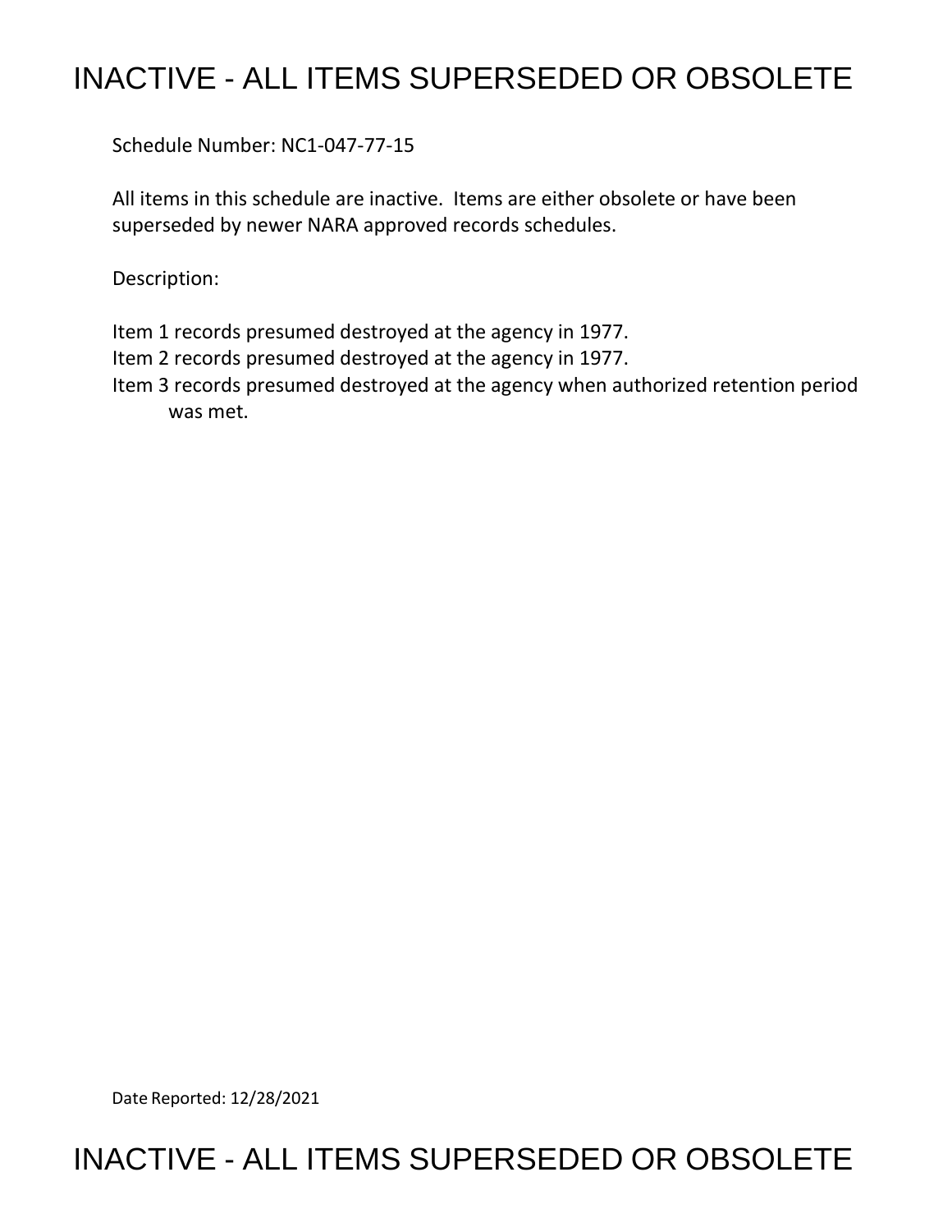# INACTIVE - ALL ITEMS SUPERSEDED OR OBSOLETE

Schedule Number: NC1-047-77-15

All items in this schedule are inactive. Items are either obsolete or have been superseded by newer NARA approved records schedules.

Description:

Item 1 records presumed destroyed at the agency in 1977.
Item 2 records presumed destroyed at the agency in 1977.
Item 3 records presumed destroyed at the agency when authorized retention period was met.

Date Reported: 12/28/2021

# INACTIVE - ALL ITEMS SUPERSEDED OR OBSOLETE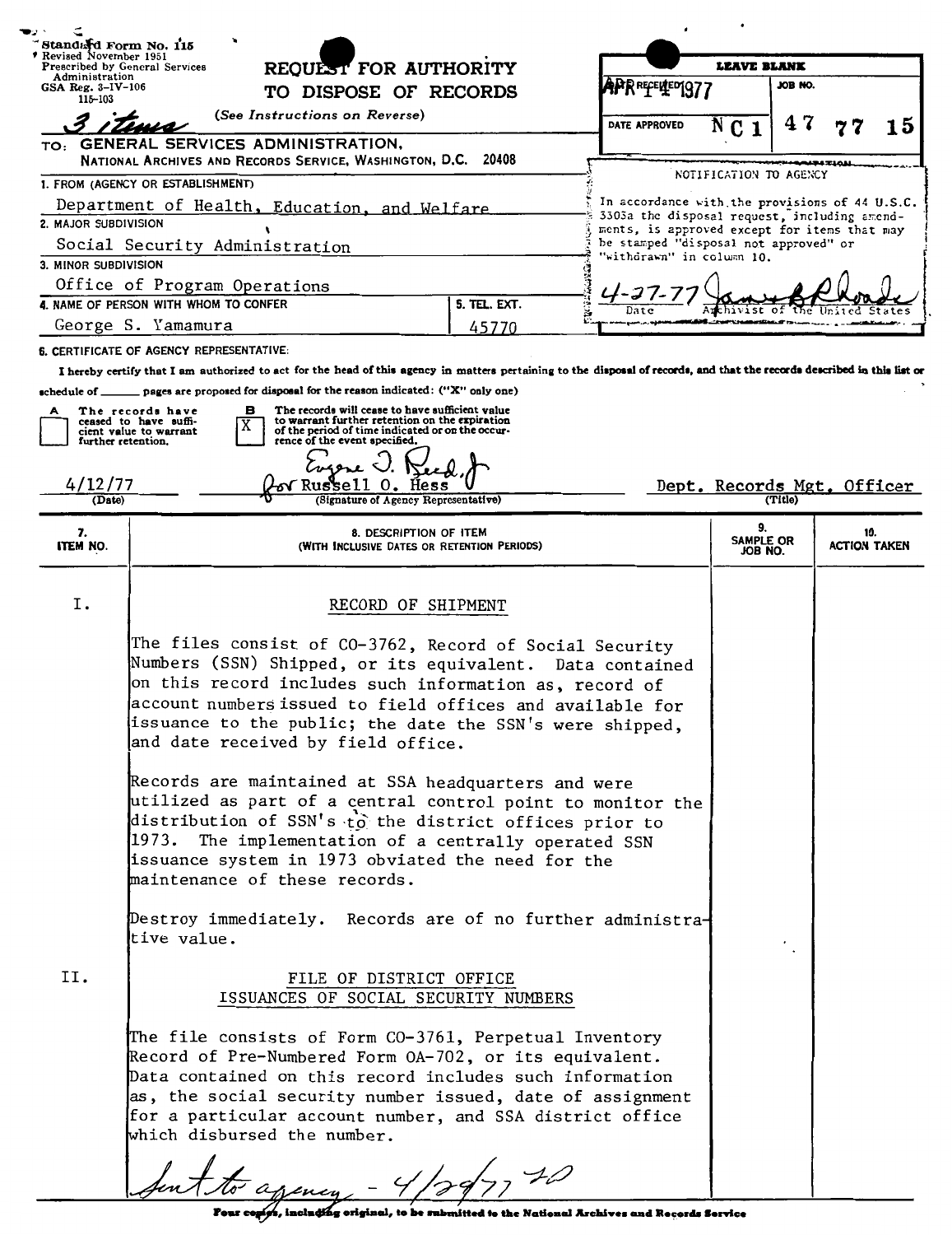Standard Form No. 115
Revised November 1951
Prescribed by General Services Administration
GSA Reg. 3-IV-106
115-103

3 items

# REQUEST FOR AUTHORITY TO DISPOSE OF RECORDS

(See Instructions on Reverse)

| LEAVE BLANK | |
|---|---|
| APR 14 1977 RECEIVED | JOB NO. |
| DATE APPROVED | NC1 47 77 15 |

NOTIFICATION TO AGENCY

In accordance with the provisions of 44 U.S.C. 3303a the disposal request, including amendments, is approved except for items that may be stamped "disposal not approved" or "withdrawn" in column 10.

4-27-77 — Date — James B Rhoads — Archivist of the United States

TO: GENERAL SERVICES ADMINISTRATION, NATIONAL ARCHIVES AND RECORDS SERVICE, WASHINGTON, D.C. 20408

1. FROM (AGENCY OR ESTABLISHMENT): Department of Health, Education, and Welfare

2. MAJOR SUBDIVISION: Social Security Administration

3. MINOR SUBDIVISION: Office of Program Operations

4. NAME OF PERSON WITH WHOM TO CONFER: George S. Yamamura

5. TEL. EXT.: 45770

6. CERTIFICATE OF AGENCY REPRESENTATIVE:

I hereby certify that I am authorized to act for the head of this agency in matters pertaining to the disposal of records, and that the records described in this list or schedule of ______ pages are proposed for disposal for the reason indicated: ("X" only one)

- [ ] A The records have ceased to have sufficient value to warrant further retention.
- [X] B The records will cease to have sufficient value to warrant further retention on the expiration of the period of time indicated or on the occurrence of the event specified.

| (Date) | (Signature of Agency Representative) | (Title) |
|---|---|---|
| 4/12/77 | Eugene J. Reed, Jr. for Russell O. Hess | Dept. Records Mgt. Officer |

| 7. ITEM NO. | 8. DESCRIPTION OF ITEM (WITH INCLUSIVE DATES OR RETENTION PERIODS) | 9. SAMPLE OR JOB NO. | 10. ACTION TAKEN |
|---|---|---|---|
| I. | **RECORD OF SHIPMENT**<br><br>The files consist of CO-3762, Record of Social Security Numbers (SSN) Shipped, or its equivalent. Data contained on this record includes such information as, record of account numbers issued to field offices and available for issuance to the public; the date the SSN's were shipped, and date received by field office.<br><br>Records are maintained at SSA headquarters and were utilized as part of a central control point to monitor the distribution of SSN's to the district offices prior to 1973. The implementation of a centrally operated SSN issuance system in 1973 obviated the need for the maintenance of these records.<br><br>Destroy immediately. Records are of no further administrative value. | | |
| II. | **FILE OF DISTRICT OFFICE ISSUANCES OF SOCIAL SECURITY NUMBERS**<br><br>The file consists of Form CO-3761, Perpetual Inventory Record of Pre-Numbered Form OA-702, or its equivalent. Data contained on this record includes such information as, the social security number issued, date of assignment for a particular account number, and SSA district office which disbursed the number. | | |

Sent to agency - 4/29/77 70

Four copies, including original, to be submitted to the National Archives and Records Service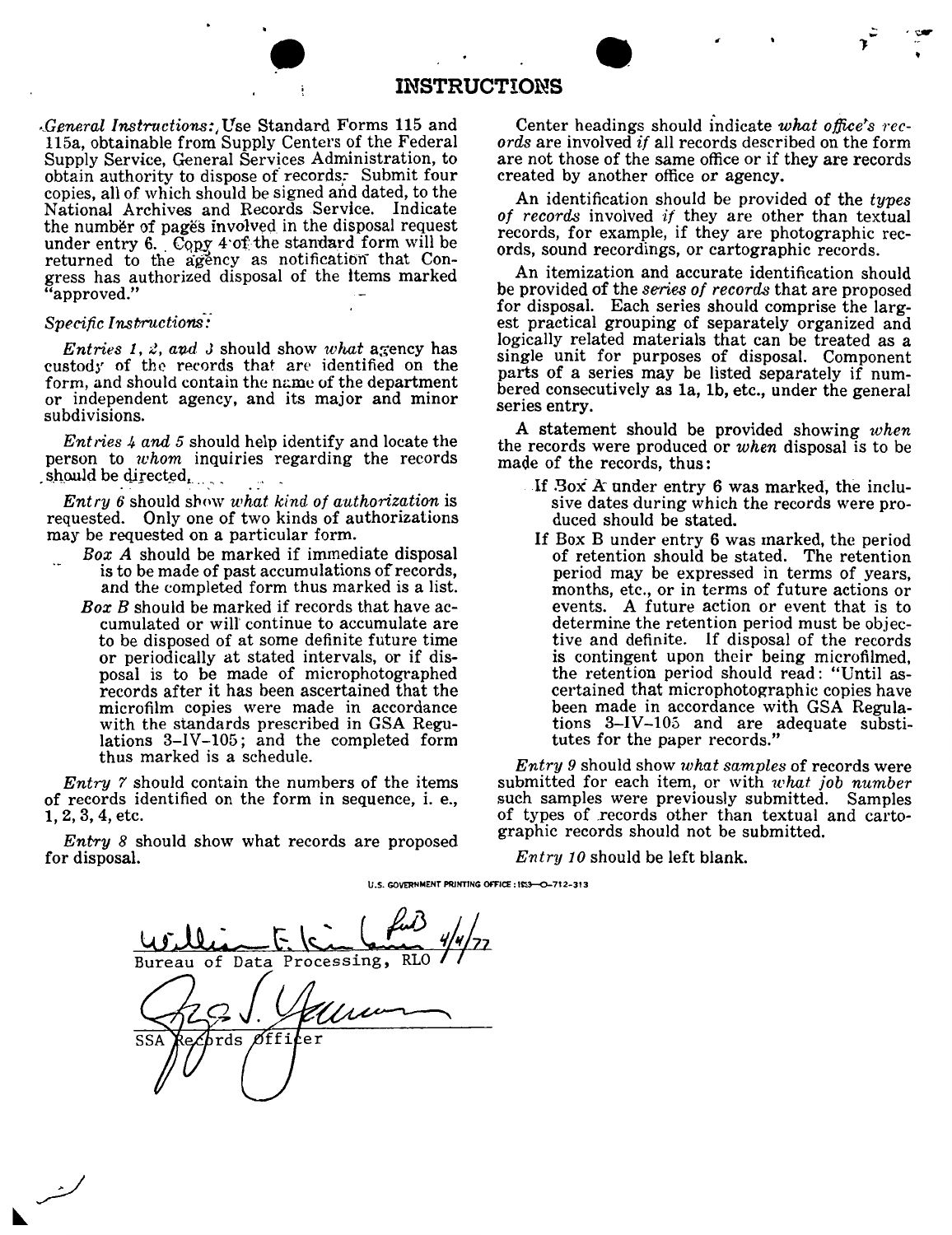# INSTRUCTIONS

*General Instructions:* Use Standard Forms 115 and 115a, obtainable from Supply Centers of the Federal Supply Service, General Services Administration, to obtain authority to dispose of records. Submit four copies, all of which should be signed and dated, to the National Archives and Records Service. Indicate the number of pages involved in the disposal request under entry 6. Copy 4 of the standard form will be returned to the agency as notification that Congress has authorized disposal of the items marked "approved."

*Specific Instructions:*

*Entries 1, 2, and 3* should show *what* agency has custody of the records that are identified on the form, and should contain the name of the department or independent agency, and its major and minor subdivisions.

*Entries 4 and 5* should help identify and locate the person to *whom* inquiries regarding the records should be directed.

*Entry 6* should show *what kind of authorization* is requested. Only one of two kinds of authorizations may be requested on a particular form.

- *Box A* should be marked if immediate disposal is to be made of past accumulations of records, and the completed form thus marked is a list.
- *Box B* should be marked if records that have accumulated or will continue to accumulate are to be disposed of at some definite future time or periodically at stated intervals, or if disposal is to be made of microphotographed records after it has been ascertained that the microfilm copies were made in accordance with the standards prescribed in GSA Regulations 3–IV–105; and the completed form thus marked is a schedule.

*Entry 7* should contain the numbers of the items of records identified on the form in sequence, i. e., 1, 2, 3, 4, etc.

*Entry 8* should show what records are proposed for disposal.

Center headings should indicate *what office's records* are involved *if* all records described on the form are not those of the same office or if they are records created by another office or agency.

An identification should be provided of the *types of records* involved *if* they are other than textual records, for example, if they are photographic records, sound recordings, or cartographic records.

An itemization and accurate identification should be provided of the *series of records* that are proposed for disposal. Each series should comprise the largest practical grouping of separately organized and logically related materials that can be treated as a single unit for purposes of disposal. Component parts of a series may be listed separately if numbered consecutively as 1a, 1b, etc., under the general series entry.

A statement should be provided showing *when* the records were produced or *when* disposal is to be made of the records, thus:

- If Box A under entry 6 was marked, the inclusive dates during which the records were produced should be stated.
- If Box B under entry 6 was marked, the period of retention should be stated. The retention period may be expressed in terms of years, months, etc., or in terms of future actions or events. A future action or event that is to determine the retention period must be objective and definite. If disposal of the records is contingent upon their being microfilmed, the retention period should read: "Until ascertained that microphotographic copies have been made in accordance with GSA Regulations 3–IV–105 and are adequate substitutes for the paper records."

*Entry 9* should show *what samples* of records were submitted for each item, or with *what job number* such samples were previously submitted. Samples of types of records other than textual and cartographic records should not be submitted.

*Entry 10* should be left blank.

U.S. GOVERNMENT PRINTING OFFICE : 1953—O-712-313

William E. Kinlaw 4/4/77
Bureau of Data Processing, RLO

SSA Records Officer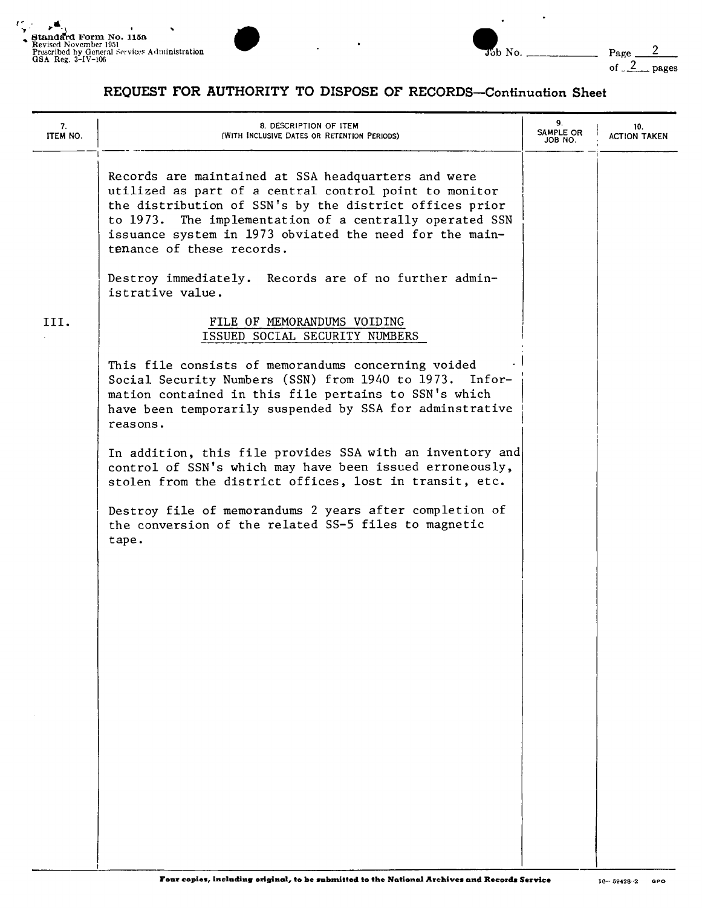Standard Form No. 115a
Revised November 1951
Prescribed by General Services Administration
GSA Reg. 3-IV-106

Job No. ______

## REQUEST FOR AUTHORITY TO DISPOSE OF RECORDS—Continuation Sheet

| 7. ITEM NO. | 8. DESCRIPTION OF ITEM (WITH INCLUSIVE DATES OR RETENTION PERIODS) | 9. SAMPLE OR JOB NO. | 10. ACTION TAKEN |
|---|---|---|---|
| | Records are maintained at SSA headquarters and were utilized as part of a central control point to monitor the distribution of SSN's by the district offices prior to 1973. The implementation of a centrally operated SSN issuance system in 1973 obviated the need for the maintenance of these records. | | |
| | Destroy immediately. Records are of no further administrative value. | | |
| III. | FILE OF MEMORANDUMS VOIDING ISSUED SOCIAL SECURITY NUMBERS | | |
| | This file consists of memorandums concerning voided Social Security Numbers (SSN) from 1940 to 1973. Information contained in this file pertains to SSN's which have been temporarily suspended by SSA for adminstrative reasons. | | |
| | In addition, this file provides SSA with an inventory and control of SSN's which may have been issued erroneously, stolen from the district offices, lost in transit, etc. | | |
| | Destroy file of memorandums 2 years after completion of the conversion of the related SS-5 files to magnetic tape. | | |

Four copies, including original, to be submitted to the National Archives and Records Service

10—59428-2 GPO